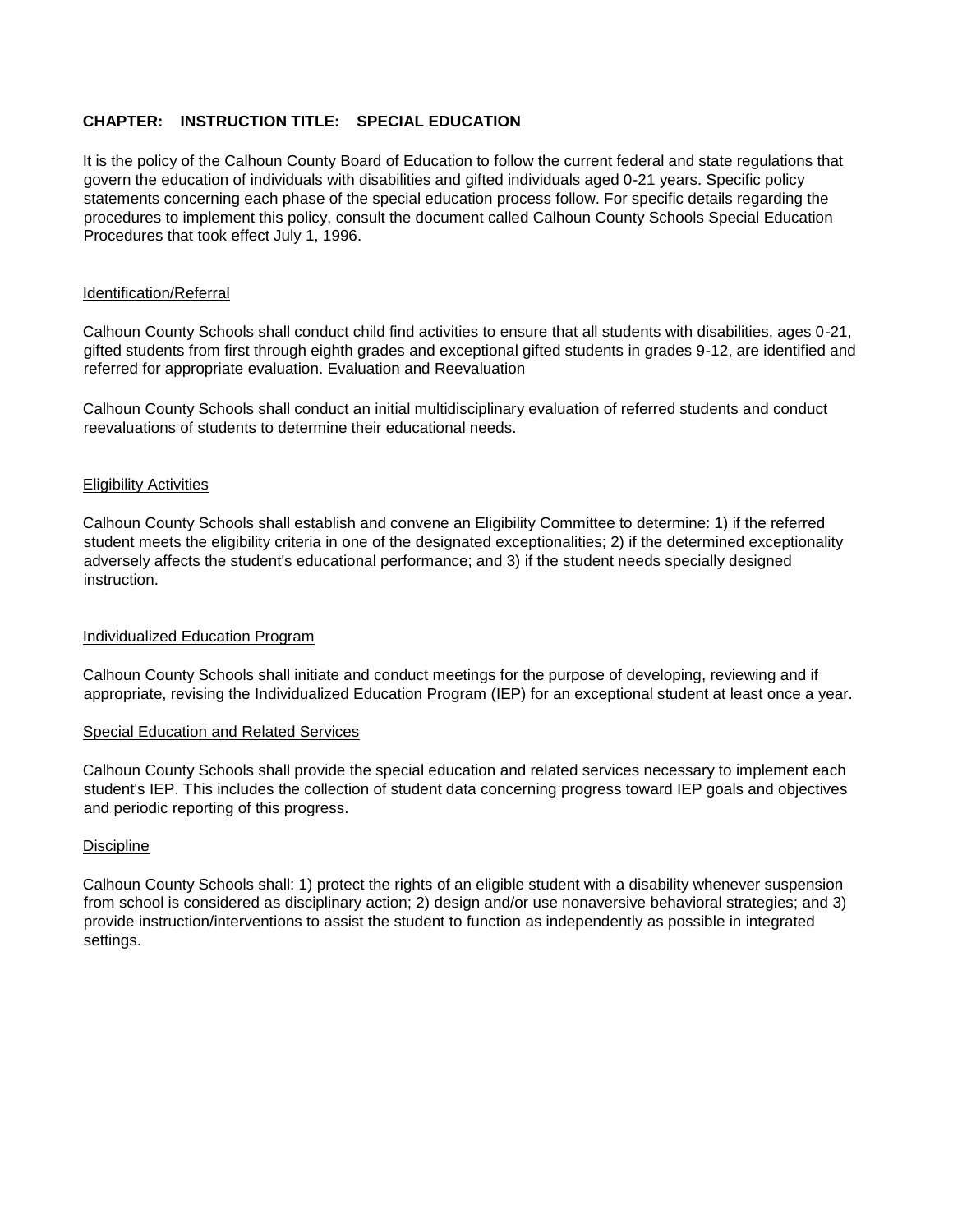**CHAPTER: INSTRUCTION TITLE: SPECIAL EDUCATION**

It is the policy of the Calhoun County Board of Education to follow the current federal and state regulations that govern the education of individuals with disabilities and gifted individuals aged 0-21 years. Specific policy statements concerning each phase of the special education process follow. For specific details regarding the procedures to implement this policy, consult the document called Calhoun County Schools Special Education Procedures that took effect July 1, 1996.

<u>Identification/Referral</u>

Calhoun County Schools shall conduct child find activities to ensure that all students with disabilities, ages 0-21, gifted students from first through eighth grades and exceptional gifted students in grades 9-12, are identified and referred for appropriate evaluation. Evaluation and Reevaluation

Calhoun County Schools shall conduct an initial multidisciplinary evaluation of referred students and conduct reevaluations of students to determine their educational needs.

<u>Eligibility Activities</u>

Calhoun County Schools shall establish and convene an Eligibility Committee to determine: 1) if the referred student meets the eligibility criteria in one of the designated exceptionalities; 2) if the determined exceptionality adversely affects the student's educational performance; and 3) if the student needs specially designed instruction.

<u>Individualized Education Program</u>

Calhoun County Schools shall initiate and conduct meetings for the purpose of developing, reviewing and if appropriate, revising the Individualized Education Program (IEP) for an exceptional student at least once a year.

<u>Special Education and Related Services</u>

Calhoun County Schools shall provide the special education and related services necessary to implement each student's IEP. This includes the collection of student data concerning progress toward IEP goals and objectives and periodic reporting of this progress.

<u>Discipline</u>

Calhoun County Schools shall: 1) protect the rights of an eligible student with a disability whenever suspension from school is considered as disciplinary action; 2) design and/or use nonaversive behavioral strategies; and 3) provide instruction/interventions to assist the student to function as independently as possible in integrated settings.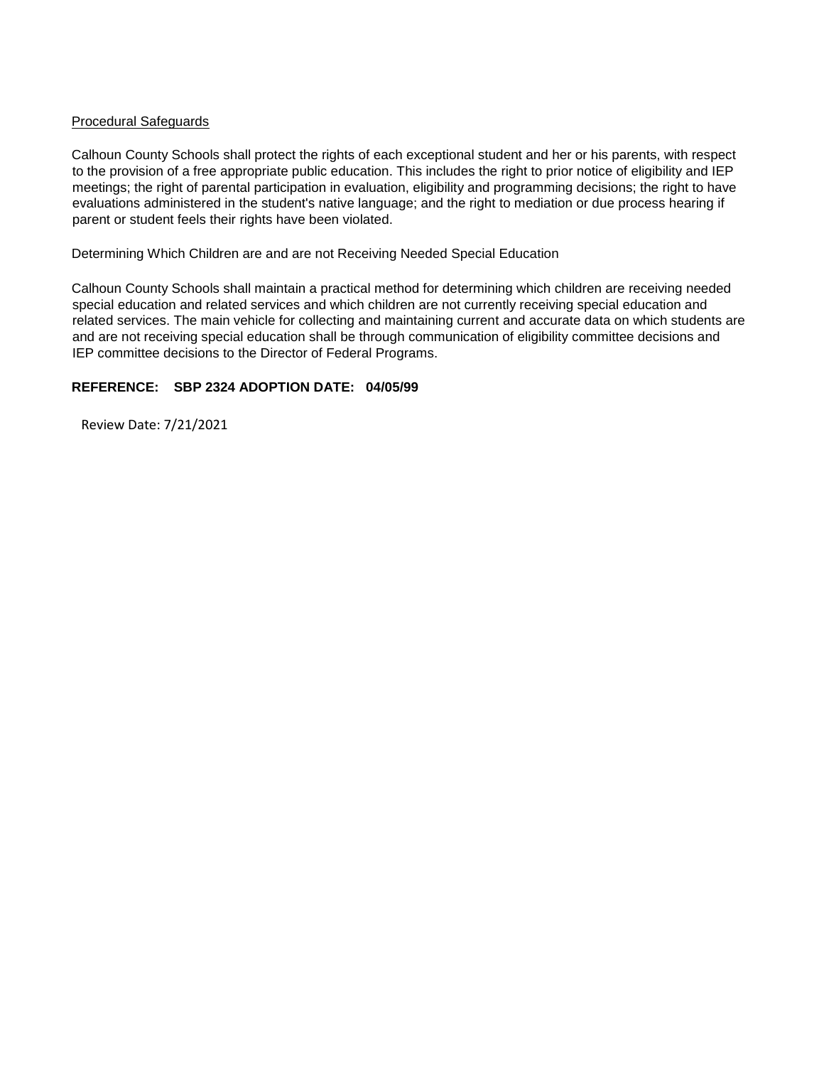Procedural Safeguards

Calhoun County Schools shall protect the rights of each exceptional student and her or his parents, with respect to the provision of a free appropriate public education. This includes the right to prior notice of eligibility and IEP meetings; the right of parental participation in evaluation, eligibility and programming decisions; the right to have evaluations administered in the student's native language; and the right to mediation or due process hearing if parent or student feels their rights have been violated.

Determining Which Children are and are not Receiving Needed Special Education

Calhoun County Schools shall maintain a practical method for determining which children are receiving needed special education and related services and which children are not currently receiving special education and related services. The main vehicle for collecting and maintaining current and accurate data on which students are and are not receiving special education shall be through communication of eligibility committee decisions and IEP committee decisions to the Director of Federal Programs.

**REFERENCE: SBP 2324 ADOPTION DATE: 04/05/99**

Review Date: 7/21/2021